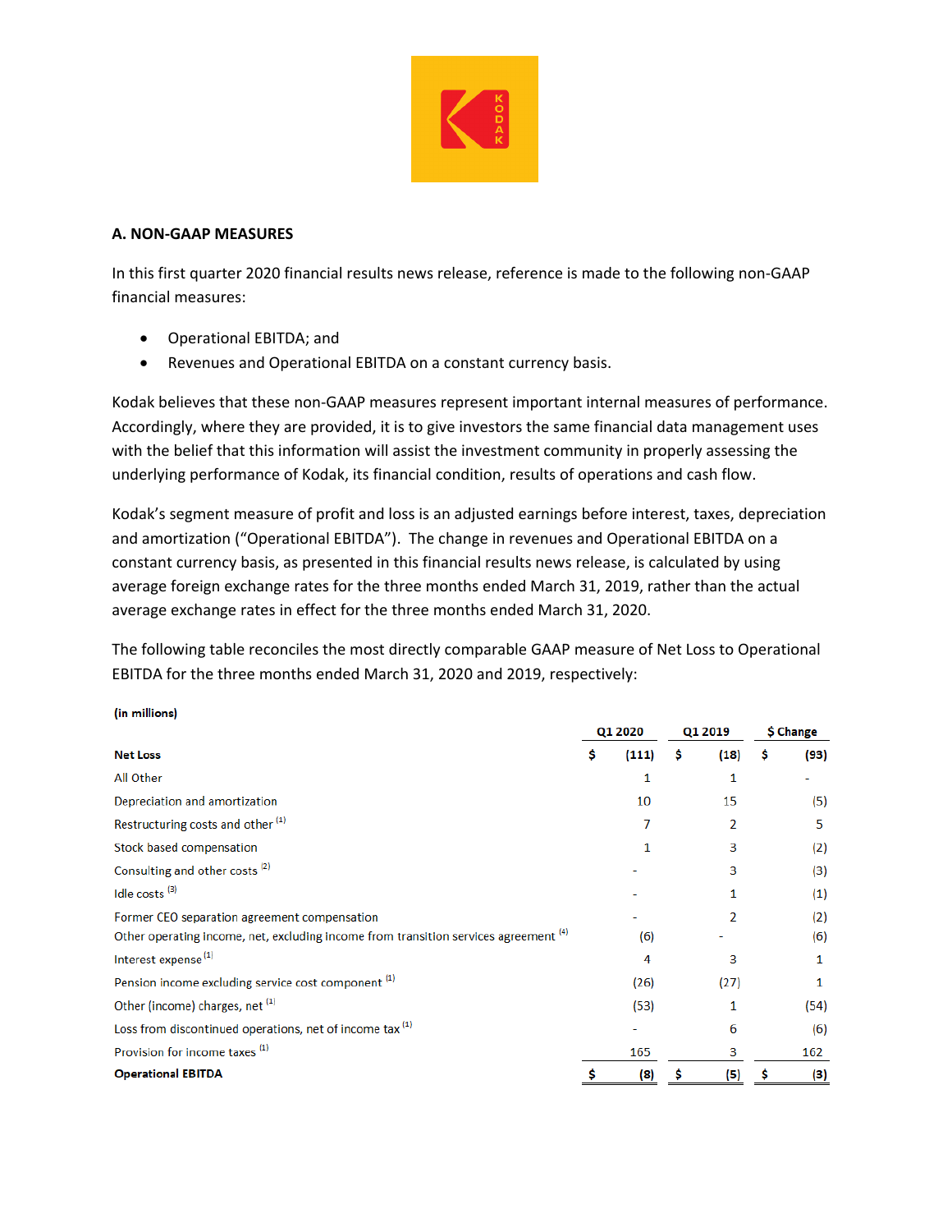## A. NON-GAAP MEASURES

In this first quarter 2020 financial results news release, reference is made to the following non-GAAP financial measures:

- Operational EBITDA; and
- Revenues and Operational EBITDA on a constant currency basis.

Kodak believes that these non-GAAP measures represent important internal measures of performance. Accordingly, where they are provided, it is to give investors the same financial data management uses with the belief that this information will assist the investment community in properly assessing the underlying performance of Kodak, its financial condition, results of operations and cash flow.

Kodak's segment measure of profit and loss is an adjusted earnings before interest, taxes, depreciation and amortization ("Operational EBITDA"). The change in revenues and Operational EBITDA on a constant currency basis, as presented in this financial results news release, is calculated by using average foreign exchange rates for the three months ended March 31, 2019, rather than the actual average exchange rates in effect for the three months ended March 31, 2020.

The following table reconciles the most directly comparable GAAP measure of Net Loss to Operational EBITDA for the three months ended March 31, 2020 and 2019, respectively:

**(in millions)**

| | Q1 2020 | Q1 2019 | $ Change |
|---|---|---|---|
| **Net Loss** | **$ (111)** | **$ (18)** | **$ (93)** |
| All Other | 1 | 1 | - |
| Depreciation and amortization | 10 | 15 | (5) |
| Restructuring costs and other (1) | 7 | 2 | 5 |
| Stock based compensation | 1 | 3 | (2) |
| Consulting and other costs (2) | - | 3 | (3) |
| Idle costs (3) | - | 1 | (1) |
| Former CEO separation agreement compensation | - | 2 | (2) |
| Other operating income, net, excluding income from transition services agreement (4) | (6) | - | (6) |
| Interest expense (1) | 4 | 3 | 1 |
| Pension income excluding service cost component (1) | (26) | (27) | 1 |
| Other (income) charges, net (1) | (53) | 1 | (54) |
| Loss from discontinued operations, net of income tax (1) | - | 6 | (6) |
| Provision for income taxes (1) | 165 | 3 | 162 |
| **Operational EBITDA** | **$ (8)** | **$ (5)** | **$ (3)** |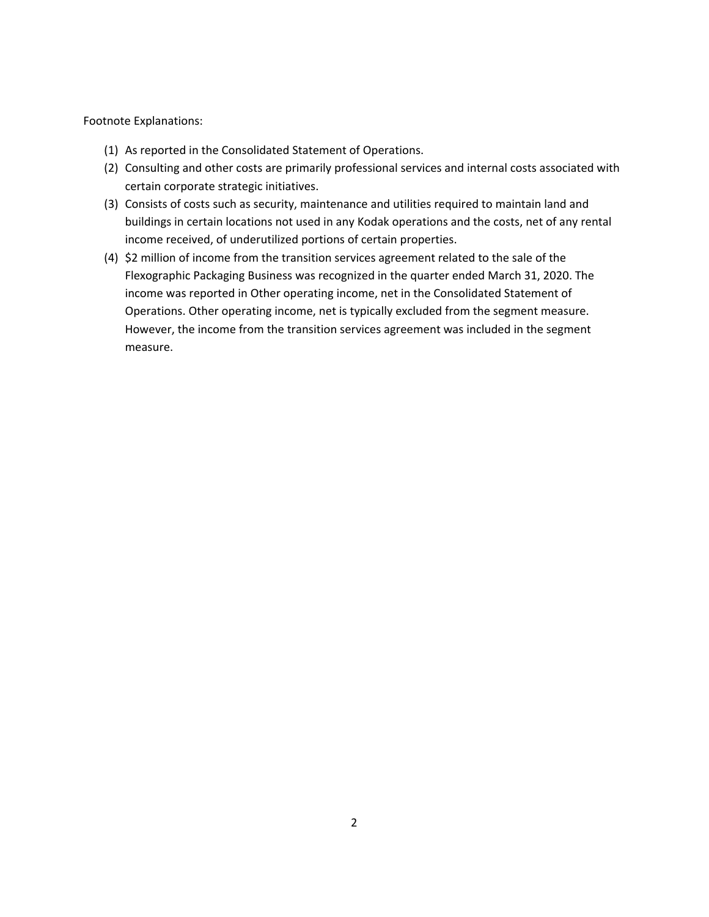Footnote Explanations:

(1) As reported in the Consolidated Statement of Operations.
(2) Consulting and other costs are primarily professional services and internal costs associated with certain corporate strategic initiatives.
(3) Consists of costs such as security, maintenance and utilities required to maintain land and buildings in certain locations not used in any Kodak operations and the costs, net of any rental income received, of underutilized portions of certain properties.
(4) $2 million of income from the transition services agreement related to the sale of the Flexographic Packaging Business was recognized in the quarter ended March 31, 2020. The income was reported in Other operating income, net in the Consolidated Statement of Operations. Other operating income, net is typically excluded from the segment measure. However, the income from the transition services agreement was included in the segment measure.